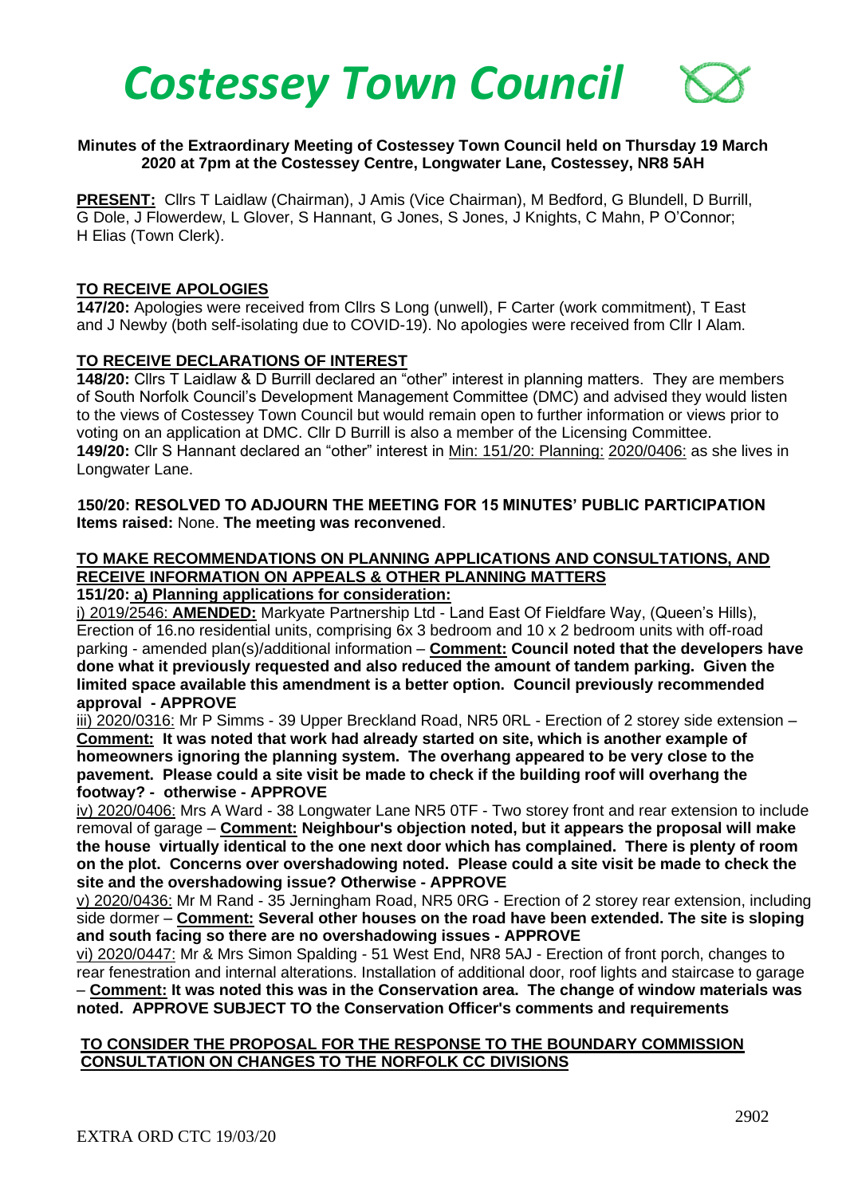# Costessey Town Council

**Minutes of the Extraordinary Meeting of Costessey Town Council held on Thursday 19 March 2020 at 7pm at the Costessey Centre, Longwater Lane, Costessey, NR8 5AH**

**PRESENT:** Cllrs T Laidlaw (Chairman), J Amis (Vice Chairman), M Bedford, G Blundell, D Burrill, G Dole, J Flowerdew, L Glover, S Hannant, G Jones, S Jones, J Knights, C Mahn, P O'Connor; H Elias (Town Clerk).

**TO RECEIVE APOLOGIES**

**147/20:** Apologies were received from Cllrs S Long (unwell), F Carter (work commitment), T East and J Newby (both self-isolating due to COVID-19). No apologies were received from Cllr I Alam.

**TO RECEIVE DECLARATIONS OF INTEREST**

**148/20:** Cllrs T Laidlaw & D Burrill declared an "other" interest in planning matters. They are members of South Norfolk Council's Development Management Committee (DMC) and advised they would listen to the views of Costessey Town Council but would remain open to further information or views prior to voting on an application at DMC. Cllr D Burrill is also a member of the Licensing Committee.

**149/20:** Cllr S Hannant declared an "other" interest in Min: 151/20: Planning: 2020/0406: as she lives in Longwater Lane.

**150/20: RESOLVED TO ADJOURN THE MEETING FOR 15 MINUTES' PUBLIC PARTICIPATION**
**Items raised:** None. **The meeting was reconvened**.

**TO MAKE RECOMMENDATIONS ON PLANNING APPLICATIONS AND CONSULTATIONS, AND RECEIVE INFORMATION ON APPEALS & OTHER PLANNING MATTERS**

**151/20: a) Planning applications for consideration:**

i) 2019/2546: **AMENDED:** Markyate Partnership Ltd - Land East Of Fieldfare Way, (Queen's Hills), Erection of 16.no residential units, comprising 6x 3 bedroom and 10 x 2 bedroom units with off-road parking - amended plan(s)/additional information – **Comment: Council noted that the developers have done what it previously requested and also reduced the amount of tandem parking. Given the limited space available this amendment is a better option. Council previously recommended approval - APPROVE**

iii) 2020/0316: Mr P Simms - 39 Upper Breckland Road, NR5 0RL - Erection of 2 storey side extension – **Comment: It was noted that work had already started on site, which is another example of homeowners ignoring the planning system. The overhang appeared to be very close to the pavement. Please could a site visit be made to check if the building roof will overhang the footway? - otherwise - APPROVE**

iv) 2020/0406: Mrs A Ward - 38 Longwater Lane NR5 0TF - Two storey front and rear extension to include removal of garage – **Comment: Neighbour's objection noted, but it appears the proposal will make the house virtually identical to the one next door which has complained. There is plenty of room on the plot. Concerns over overshadowing noted. Please could a site visit be made to check the site and the overshadowing issue? Otherwise - APPROVE**

v) 2020/0436: Mr M Rand - 35 Jerningham Road, NR5 0RG - Erection of 2 storey rear extension, including side dormer – **Comment: Several other houses on the road have been extended. The site is sloping and south facing so there are no overshadowing issues - APPROVE**

vi) 2020/0447: Mr & Mrs Simon Spalding - 51 West End, NR8 5AJ - Erection of front porch, changes to rear fenestration and internal alterations. Installation of additional door, roof lights and staircase to garage – **Comment: It was noted this was in the Conservation area. The change of window materials was noted. APPROVE SUBJECT TO the Conservation Officer's comments and requirements**

**TO CONSIDER THE PROPOSAL FOR THE RESPONSE TO THE BOUNDARY COMMISSION CONSULTATION ON CHANGES TO THE NORFOLK CC DIVISIONS**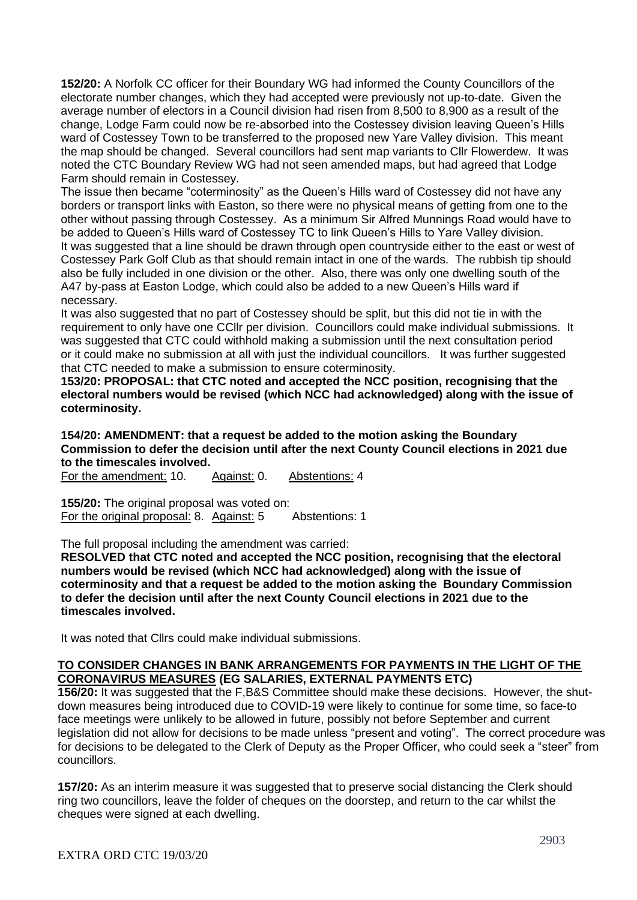**152/20:** A Norfolk CC officer for their Boundary WG had informed the County Councillors of the electorate number changes, which they had accepted were previously not up-to-date. Given the average number of electors in a Council division had risen from 8,500 to 8,900 as a result of the change, Lodge Farm could now be re-absorbed into the Costessey division leaving Queen's Hills ward of Costessey Town to be transferred to the proposed new Yare Valley division. This meant the map should be changed. Several councillors had sent map variants to Cllr Flowerdew. It was noted the CTC Boundary Review WG had not seen amended maps, but had agreed that Lodge Farm should remain in Costessey.

The issue then became "coterminosity" as the Queen's Hills ward of Costessey did not have any borders or transport links with Easton, so there were no physical means of getting from one to the other without passing through Costessey. As a minimum Sir Alfred Munnings Road would have to be added to Queen's Hills ward of Costessey TC to link Queen's Hills to Yare Valley division.

It was suggested that a line should be drawn through open countryside either to the east or west of Costessey Park Golf Club as that should remain intact in one of the wards. The rubbish tip should also be fully included in one division or the other. Also, there was only one dwelling south of the A47 by-pass at Easton Lodge, which could also be added to a new Queen's Hills ward if necessary.

It was also suggested that no part of Costessey should be split, but this did not tie in with the requirement to only have one CCllr per division. Councillors could make individual submissions. It was suggested that CTC could withhold making a submission until the next consultation period or it could make no submission at all with just the individual councillors. It was further suggested that CTC needed to make a submission to ensure coterminosity.

**153/20: PROPOSAL: that CTC noted and accepted the NCC position, recognising that the electoral numbers would be revised (which NCC had acknowledged) along with the issue of coterminosity.**

**154/20: AMENDMENT: that a request be added to the motion asking the Boundary Commission to defer the decision until after the next County Council elections in 2021 due to the timescales involved.**

For the amendment: 10. Against: 0. Abstentions: 4

**155/20:** The original proposal was voted on:

For the original proposal: 8. Against: 5 Abstentions: 1

The full proposal including the amendment was carried:

**RESOLVED that CTC noted and accepted the NCC position, recognising that the electoral numbers would be revised (which NCC had acknowledged) along with the issue of coterminosity and that a request be added to the motion asking the Boundary Commission to defer the decision until after the next County Council elections in 2021 due to the timescales involved.**

It was noted that Cllrs could make individual submissions.

## TO CONSIDER CHANGES IN BANK ARRANGEMENTS FOR PAYMENTS IN THE LIGHT OF THE CORONAVIRUS MEASURES (EG SALARIES, EXTERNAL PAYMENTS ETC)

**156/20:** It was suggested that the F,B&S Committee should make these decisions. However, the shut-down measures being introduced due to COVID-19 were likely to continue for some time, so face-to face meetings were unlikely to be allowed in future, possibly not before September and current legislation did not allow for decisions to be made unless "present and voting". The correct procedure was for decisions to be delegated to the Clerk of Deputy as the Proper Officer, who could seek a "steer" from councillors.

**157/20:** As an interim measure it was suggested that to preserve social distancing the Clerk should ring two councillors, leave the folder of cheques on the doorstep, and return to the car whilst the cheques were signed at each dwelling.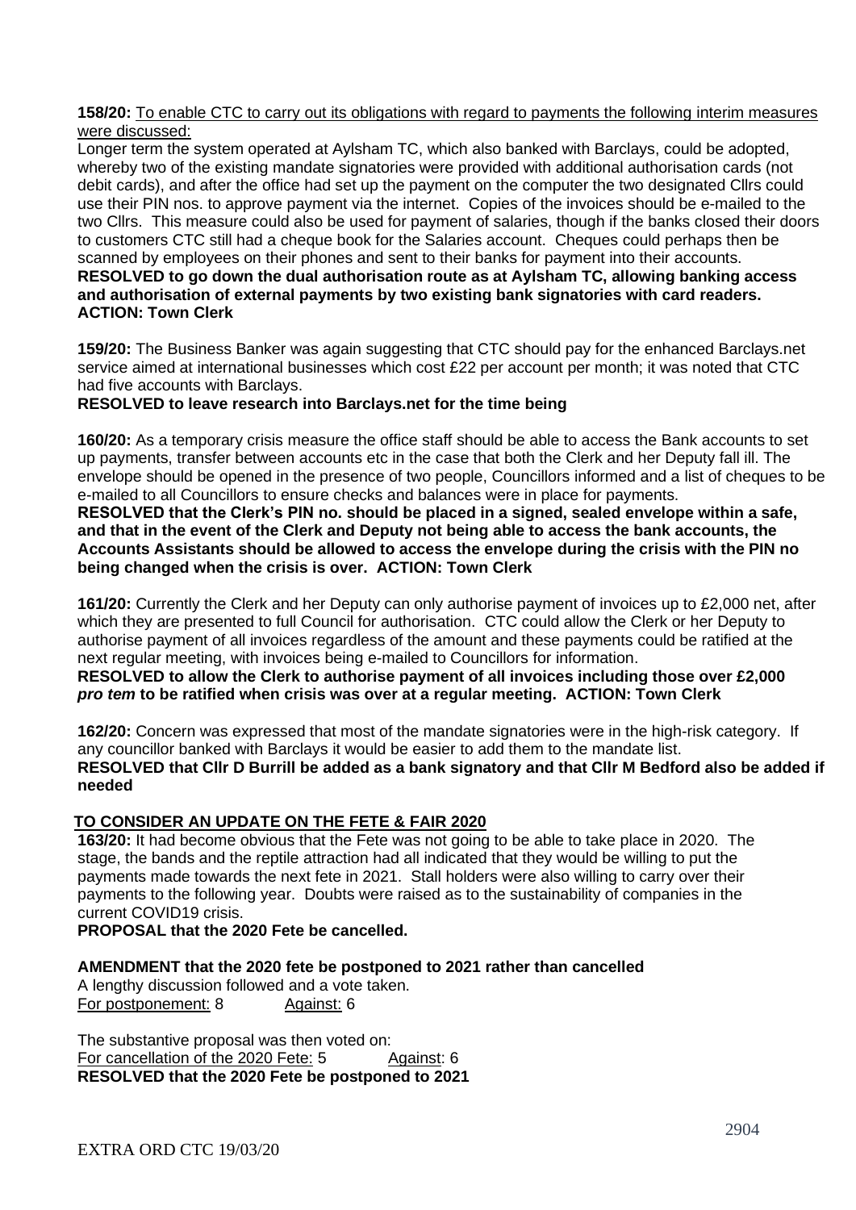**158/20:** <u>To enable CTC to carry out its obligations with regard to payments the following interim measures were discussed:</u>

Longer term the system operated at Aylsham TC, which also banked with Barclays, could be adopted, whereby two of the existing mandate signatories were provided with additional authorisation cards (not debit cards), and after the office had set up the payment on the computer the two designated Cllrs could use their PIN nos. to approve payment via the internet. Copies of the invoices should be e-mailed to the two Cllrs. This measure could also be used for payment of salaries, though if the banks closed their doors to customers CTC still had a cheque book for the Salaries account. Cheques could perhaps then be scanned by employees on their phones and sent to their banks for payment into their accounts.

**RESOLVED to go down the dual authorisation route as at Aylsham TC, allowing banking access and authorisation of external payments by two existing bank signatories with card readers. ACTION: Town Clerk**

**159/20:** The Business Banker was again suggesting that CTC should pay for the enhanced Barclays.net service aimed at international businesses which cost £22 per account per month; it was noted that CTC had five accounts with Barclays.

**RESOLVED to leave research into Barclays.net for the time being**

**160/20:** As a temporary crisis measure the office staff should be able to access the Bank accounts to set up payments, transfer between accounts etc in the case that both the Clerk and her Deputy fall ill. The envelope should be opened in the presence of two people, Councillors informed and a list of cheques to be e-mailed to all Councillors to ensure checks and balances were in place for payments.

**RESOLVED that the Clerk's PIN no. should be placed in a signed, sealed envelope within a safe, and that in the event of the Clerk and Deputy not being able to access the bank accounts, the Accounts Assistants should be allowed to access the envelope during the crisis with the PIN no being changed when the crisis is over. ACTION: Town Clerk**

**161/20:** Currently the Clerk and her Deputy can only authorise payment of invoices up to £2,000 net, after which they are presented to full Council for authorisation. CTC could allow the Clerk or her Deputy to authorise payment of all invoices regardless of the amount and these payments could be ratified at the next regular meeting, with invoices being e-mailed to Councillors for information.

**RESOLVED to allow the Clerk to authorise payment of all invoices including those over £2,000 *pro tem* to be ratified when crisis was over at a regular meeting. ACTION: Town Clerk**

**162/20:** Concern was expressed that most of the mandate signatories were in the high-risk category. If any councillor banked with Barclays it would be easier to add them to the mandate list.

**RESOLVED that Cllr D Burrill be added as a bank signatory and that Cllr M Bedford also be added if needed**

## TO CONSIDER AN UPDATE ON THE FETE & FAIR 2020

**163/20:** It had become obvious that the Fete was not going to be able to take place in 2020. The stage, the bands and the reptile attraction had all indicated that they would be willing to put the payments made towards the next fete in 2021. Stall holders were also willing to carry over their payments to the following year. Doubts were raised as to the sustainability of companies in the current COVID19 crisis.

**PROPOSAL that the 2020 Fete be cancelled.**

**AMENDMENT that the 2020 fete be postponed to 2021 rather than cancelled**

A lengthy discussion followed and a vote taken.

<u>For postponement:</u> 8 <u>Against:</u> 6

The substantive proposal was then voted on:

<u>For cancellation of the 2020 Fete:</u> 5 <u>Against</u>: 6

**RESOLVED that the 2020 Fete be postponed to 2021**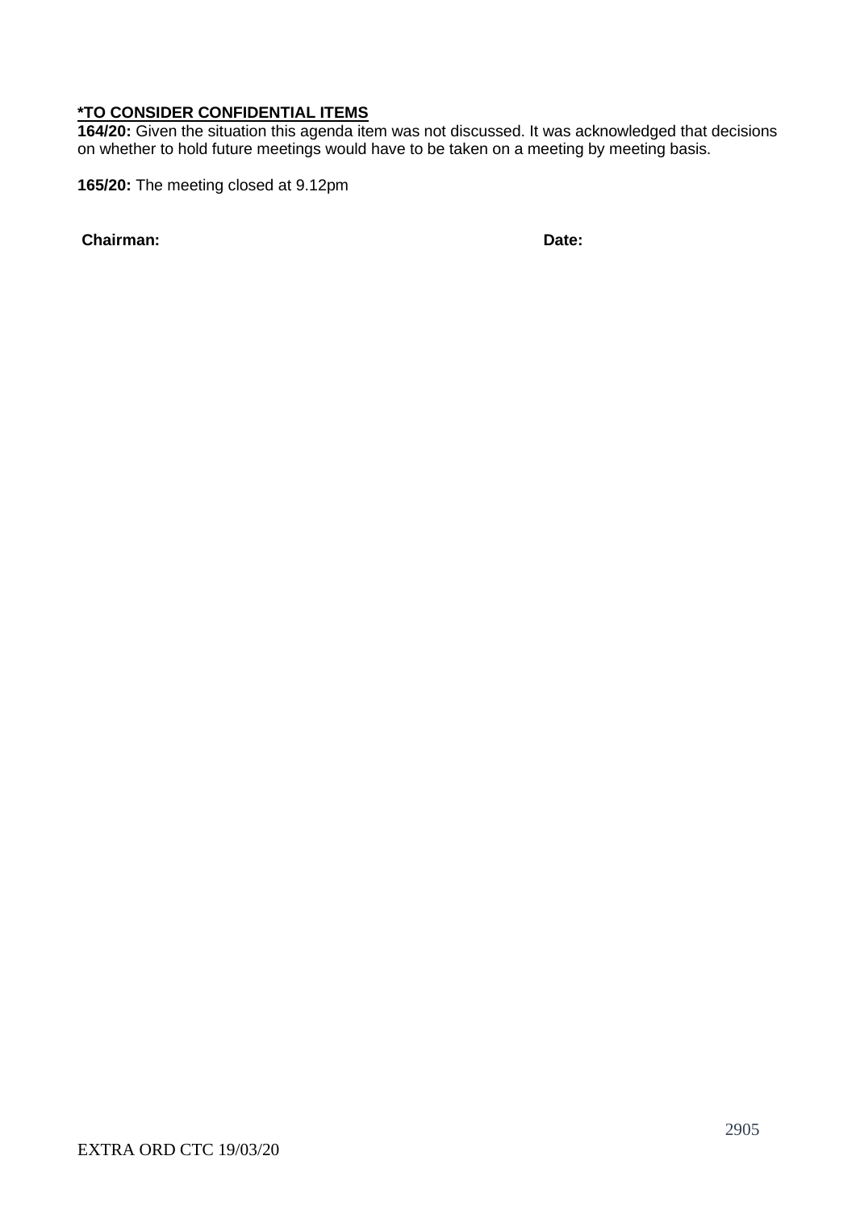**\*TO CONSIDER CONFIDENTIAL ITEMS**

**164/20:** Given the situation this agenda item was not discussed. It was acknowledged that decisions on whether to hold future meetings would have to be taken on a meeting by meeting basis.

**165/20:** The meeting closed at 9.12pm

**Chairman:** **Date:**